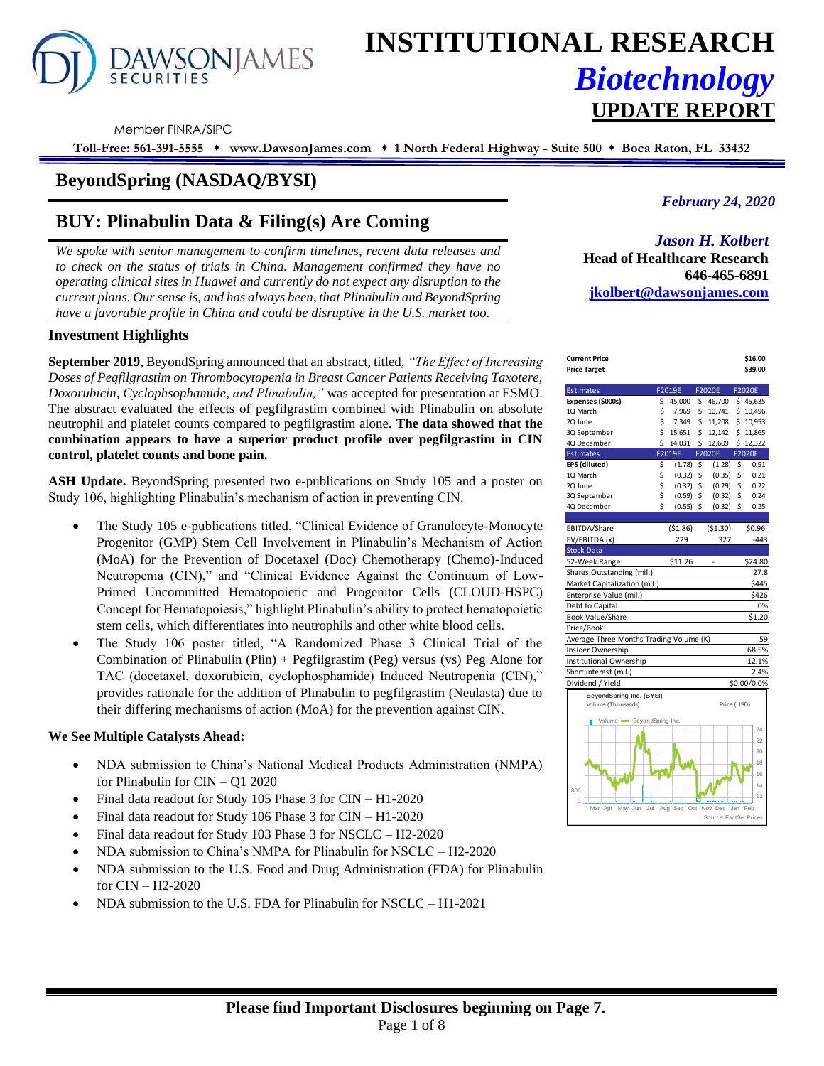# INSTITUTIONAL RESEARCH

## *Biotechnology*

## UPDATE REPORT

Member FINRA/SIPC

**Toll-Free: 561-391-5555 ♦ www.DawsonJames.com ♦ 1 North Federal Highway - Suite 500 ♦ Boca Raton, FL 33432**

## BeyondSpring (NASDAQ/BYSI)

*February 24, 2020*

## BUY: Plinabulin Data & Filing(s) Are Coming

*We spoke with senior management to confirm timelines, recent data releases and to check on the status of trials in China. Management confirmed they have no operating clinical sites in Huawei and currently do not expect any disruption to the current plans. Our sense is, and has always been, that Plinabulin and BeyondSpring have a favorable profile in China and could be disruptive in the U.S. market too.*

***Jason H. Kolbert***
**Head of Healthcare Research**
**646-465-6891**
**jkolbert@dawsonjames.com**

### Investment Highlights

**September 2019**, BeyondSpring announced that an abstract, titled, *"The Effect of Increasing Doses of Pegfilgrastim on Thrombocytopenia in Breast Cancer Patients Receiving Taxotere, Doxorubicin, Cyclophsophamide, and Plinabulin,"* was accepted for presentation at ESMO. The abstract evaluated the effects of pegfilgrastim combined with Plinabulin on absolute neutrophil and platelet counts compared to pegfilgrastim alone. **The data showed that the combination appears to have a superior product profile over pegfilgrastim in CIN control, platelet counts and bone pain.**

**ASH Update.** BeyondSpring presented two e-publications on Study 105 and a poster on Study 106, highlighting Plinabulin's mechanism of action in preventing CIN.

- The Study 105 e-publications titled, "Clinical Evidence of Granulocyte-Monocyte Progenitor (GMP) Stem Cell Involvement in Plinabulin's Mechanism of Action (MoA) for the Prevention of Docetaxel (Doc) Chemotherapy (Chemo)-Induced Neutropenia (CIN)," and "Clinical Evidence Against the Continuum of Low-Primed Uncommitted Hematopoietic and Progenitor Cells (CLOUD-HSPC) Concept for Hematopoiesis," highlight Plinabulin's ability to protect hematopoietic stem cells, which differentiates into neutrophils and other white blood cells.
- The Study 106 poster titled, "A Randomized Phase 3 Clinical Trial of the Combination of Plinabulin (Plin) + Pegfilgrastim (Peg) versus (vs) Peg Alone for TAC (docetaxel, doxorubicin, cyclophosphamide) Induced Neutropenia (CIN)," provides rationale for the addition of Plinabulin to pegfilgrastim (Neulasta) due to their differing mechanisms of action (MoA) for the prevention against CIN.

**We See Multiple Catalysts Ahead:**

- NDA submission to China's National Medical Products Administration (NMPA) for Plinabulin for CIN – Q1 2020
- Final data readout for Study 105 Phase 3 for CIN – H1-2020
- Final data readout for Study 106 Phase 3 for CIN – H1-2020
- Final data readout for Study 103 Phase 3 for NSCLC – H2-2020
- NDA submission to China's NMPA for Plinabulin for NSCLC – H2-2020
- NDA submission to the U.S. Food and Drug Administration (FDA) for Plinabulin for CIN – H2-2020
- NDA submission to the U.S. FDA for Plinabulin for NSCLC – H1-2021

| **Current Price** | | | **$16.00** |
|---|---|---|---|
| **Price Target** | | | **$39.00** |

| Estimates | F2019E | F2020E | F2020E |
|---|---|---|---|
| **Expenses ($000s)** | $ 45,000 | $ 46,700 | $ 45,635 |
| 1Q March | $ 7,969 | $ 10,741 | $ 10,496 |
| 2Q June | $ 7,349 | $ 11,208 | $ 10,953 |
| 3Q September | $ 15,651 | $ 12,142 | $ 11,865 |
| 4Q December | $ 14,031 | $ 12,609 | $ 12,322 |
| **Estimates** | **F2019E** | **F2020E** | **F2020E** |
| **EPS (diluted)** | $ (1.78) | $ (1.28) | $ 0.91 |
| 1Q March | $ (0.32) | $ (0.35) | $ 0.21 |
| 2Q June | $ (0.32) | $ (0.29) | $ 0.22 |
| 3Q September | $ (0.59) | $ (0.32) | $ 0.24 |
| 4Q December | $ (0.55) | $ (0.32) | $ 0.25 |
| | | | |
| EBITDA/Share | ($1.86) | ($1.30) | $0.96 |
| EV/EBITDA (x) | 229 | 327 | -443 |

| Stock Data | | | |
|---|---|---|---|
| 52-Week Range | $11.26 | - | $24.80 |
| Shares Outstanding (mil.) | | | 27.8 |
| Market Capitalization (mil.) | | | $445 |
| Enterprise Value (mil.) | | | $426 |
| Debt to Capital | | | 0% |
| Book Value/Share | | | $1.20 |
| Price/Book | | | |
| Average Three Months Trading Volume (K) | | | 59 |
| Insider Ownership | | | 68.5% |
| Institutional Ownership | | | 12.1% |
| Short interest (mil.) | | | 2.4% |
| Dividend / Yield | | | $0.00/0.0% |

BeyondSpring Inc. (BYSI)
Volume (Thousands) Price (USD)
Volume — BeyondSpring Inc.
Source: FactSet Prices

**Please find Important Disclosures beginning on Page 7.**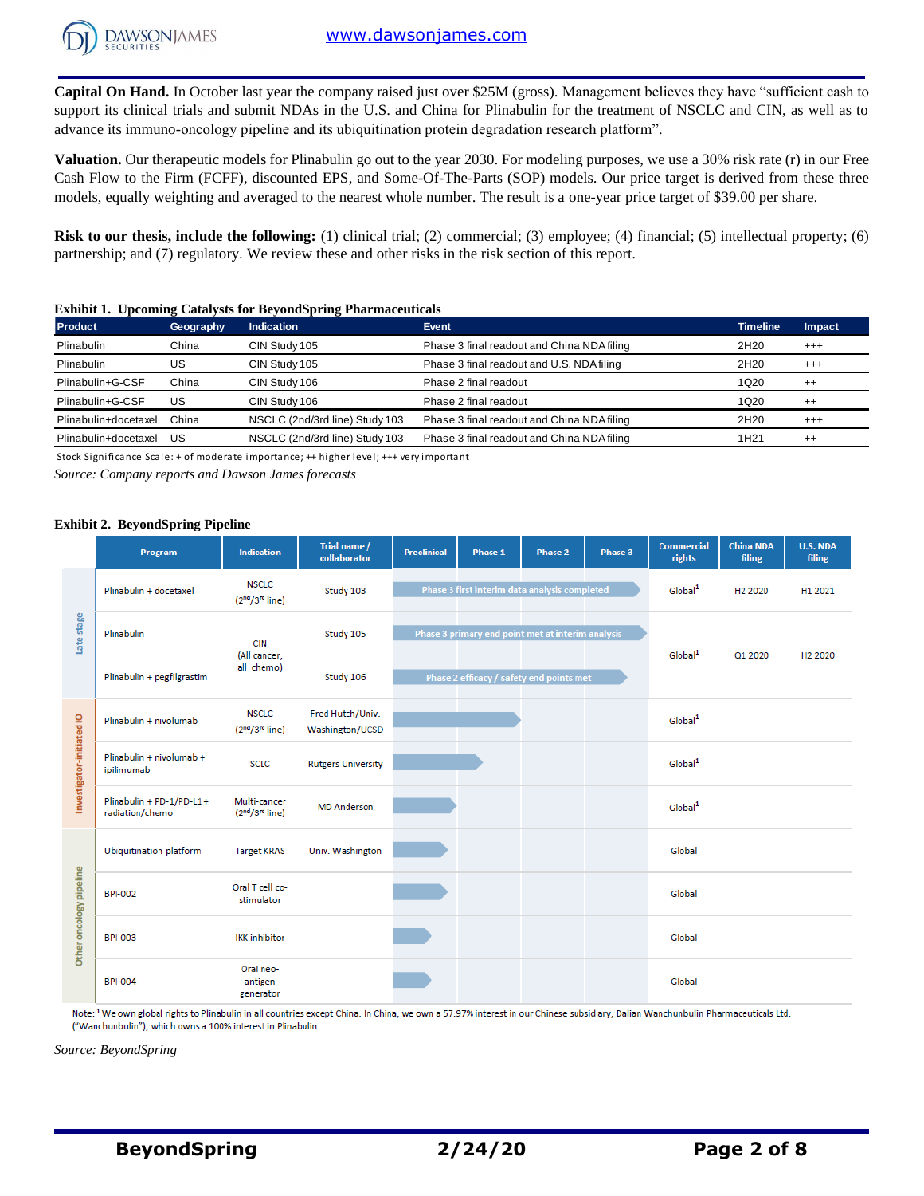**Capital On Hand.** In October last year the company raised just over $25M (gross). Management believes they have "sufficient cash to support its clinical trials and submit NDAs in the U.S. and China for Plinabulin for the treatment of NSCLC and CIN, as well as to advance its immuno-oncology pipeline and its ubiquitination protein degradation research platform".

**Valuation.** Our therapeutic models for Plinabulin go out to the year 2030. For modeling purposes, we use a 30% risk rate (r) in our Free Cash Flow to the Firm (FCFF), discounted EPS, and Some-Of-The-Parts (SOP) models. Our price target is derived from these three models, equally weighting and averaged to the nearest whole number. The result is a one-year price target of $39.00 per share.

**Risk to our thesis, include the following:** (1) clinical trial; (2) commercial; (3) employee; (4) financial; (5) intellectual property; (6) partnership; and (7) regulatory. We review these and other risks in the risk section of this report.

**Exhibit 1. Upcoming Catalysts for BeyondSpring Pharmaceuticals**

| Product | Geography | Indication | Event | Timeline | Impact |
|---|---|---|---|---|---|
| Plinabulin | China | CIN Study 105 | Phase 3 final readout and China NDA filing | 2H20 | +++ |
| Plinabulin | US | CIN Study 105 | Phase 3 final readout and U.S. NDA filing | 2H20 | +++ |
| Plinabulin+G-CSF | China | CIN Study 106 | Phase 2 final readout | 1Q20 | ++ |
| Plinabulin+G-CSF | US | CIN Study 106 | Phase 2 final readout | 1Q20 | ++ |
| Plinabulin+docetaxel | China | NSCLC (2nd/3rd line) Study 103 | Phase 3 final readout and China NDA filing | 2H20 | +++ |
| Plinabulin+docetaxel | US | NSCLC (2nd/3rd line) Study 103 | Phase 3 final readout and China NDA filing | 1H21 | ++ |

Stock Significance Scale: + of moderate importance; ++ higher level; +++ very important

*Source: Company reports and Dawson James forecasts*

**Exhibit 2. BeyondSpring Pipeline**

| | Program | Indication | Trial name / collaborator | Development stage | Commercial rights | China NDA filing | U.S. NDA filing |
|---|---|---|---|---|---|---|---|
| Late stage | Plinabulin + docetaxel | NSCLC (2nd/3rd line) | Study 103 | Phase 3 first interim data analysis completed | Global[1] | H2 2020 | H1 2021 |
| Late stage | Plinabulin | CIN (All cancer, all chemo) | Study 105 | Phase 3 primary end point met at interim analysis | Global[1] | Q1 2020 | H2 2020 |
| Late stage | Plinabulin + pegfilgrastim | CIN (All cancer, all chemo) | Study 106 | Phase 2 efficacy / safety end points met | Global[1] | Q1 2020 | H2 2020 |
| Investigator-initiated IO | Plinabulin + nivolumab | NSCLC (2nd/3rd line) | Fred Hutch/Univ. Washington/UCSD | Phase 1 | Global[1] | | |
| Investigator-initiated IO | Plinabulin + nivolumab + ipilimumab | SCLC | Rutgers University | Phase 1 | Global[1] | | |
| Investigator-initiated IO | Plinabulin + PD-1/PD-L1 + radiation/chemo | Multi-cancer (2nd/3rd line) | MD Anderson | Preclinical | Global[1] | | |
| Other oncology pipeline | Ubiquitination platform | Target KRAS | Univ. Washington | Preclinical | Global | | |
| Other oncology pipeline | BPI-002 | Oral T cell co-stimulator | | Preclinical | Global | | |
| Other oncology pipeline | BPI-003 | IKK inhibitor | | Preclinical | Global | | |
| Other oncology pipeline | BPI-004 | Oral neo-antigen generator | | Preclinical | Global | | |

Note: [1] We own global rights to Plinabulin in all countries except China. In China, we own a 57.97% interest in our Chinese subsidiary, Dalian Wanchunbulin Pharmaceuticals Ltd. ("Wanchunbulin"), which owns a 100% interest in Plinabulin.

*Source: BeyondSpring*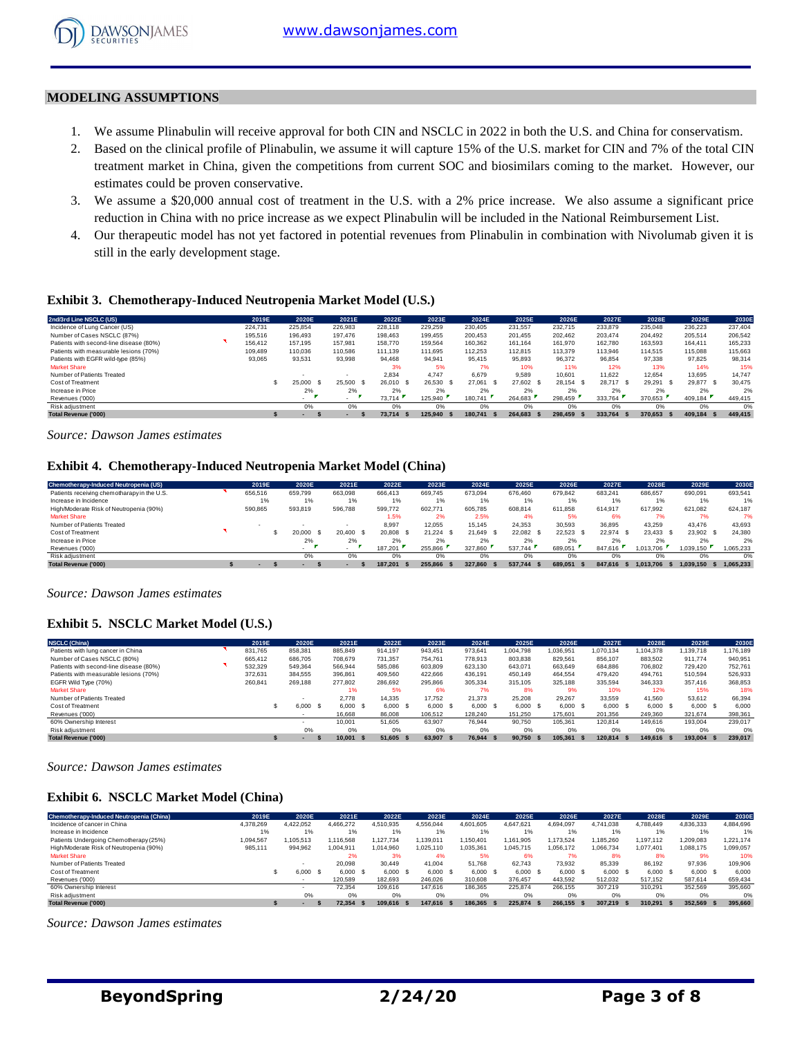## MODELING ASSUMPTIONS

1. We assume Plinabulin will receive approval for both CIN and NSCLC in 2022 in both the U.S. and China for conservatism.
2. Based on the clinical profile of Plinabulin, we assume it will capture 15% of the U.S. market for CIN and 7% of the total CIN treatment market in China, given the competitions from current SOC and biosimilars coming to the market. However, our estimates could be proven conservative.
3. We assume a $20,000 annual cost of treatment in the U.S. with a 2% price increase. We also assume a significant price reduction in China with no price increase as we expect Plinabulin will be included in the National Reimbursement List.
4. Our therapeutic model has not yet factored in potential revenues from Plinabulin in combination with Nivolumab given it is still in the early development stage.

### Exhibit 3. Chemotherapy-Induced Neutropenia Market Model (U.S.)

| 2nd/3rd Line NSCLC (US) | 2019E | 2020E | 2021E | 2022E | 2023E | 2024E | 2025E | 2026E | 2027E | 2028E | 2029E | 2030E |
|---|---|---|---|---|---|---|---|---|---|---|---|---|
| Incidence of Lung Cancer (US) | 224,731 | 225,854 | 226,983 | 228,118 | 229,259 | 230,405 | 231,557 | 232,715 | 233,879 | 235,048 | 236,223 | 237,404 |
| Number of Cases NSCLC (87%) | 195,516 | 196,493 | 197,476 | 198,463 | 199,455 | 200,453 | 201,455 | 202,462 | 203,474 | 204,492 | 205,514 | 206,542 |
| Patients with second-line disease (80%) | 156,412 | 157,195 | 157,981 | 158,770 | 159,564 | 160,362 | 161,164 | 161,970 | 162,780 | 163,593 | 164,411 | 165,233 |
| Patients with measurable lesions (70%) | 109,489 | 110,036 | 110,586 | 111,139 | 111,695 | 112,253 | 112,815 | 113,379 | 113,946 | 114,515 | 115,088 | 115,663 |
| Patients with EGFR wild-type (85%) | 93,065 | 93,531 | 93,998 | 94,468 | 94,941 | 95,415 | 95,893 | 96,372 | 96,854 | 97,338 | 97,825 | 98,314 |
| Market Share | | | | 3% | 5% | 7% | 10% | 11% | 12% | 13% | 14% | 15% |
| Number of Patients Treated | | - | - | 2,834 | 4,747 | 6,679 | 9,589 | 10,601 | 11,622 | 12,654 | 13,695 | 14,747 |
| Cost of Treatment | | $ 25,000 | $ 25,500 | $ 26,010 | $ 26,530 | $ 27,061 | $ 27,602 | $ 28,154 | $ 28,717 | $ 29,291 | $ 29,877 | $ 30,475 |
| Increase in Price | | 2% | 2% | 2% | 2% | 2% | 2% | 2% | 2% | 2% | 2% | 2% |
| Revenues ('000) | | - | - | 73,714 | 125,940 | 180,741 | 264,683 | 298,459 | 333,764 | 370,653 | 409,184 | 449,415 |
| Risk adjustment | | 0% | 0% | 0% | 0% | 0% | 0% | 0% | 0% | 0% | 0% | 0% |
| **Total Revenue ('000)** | | **$ -** | **$ -** | **$ 73,714** | **$ 125,940** | **$ 180,741** | **$ 264,683** | **$ 298,459** | **$ 333,764** | **$ 370,653** | **$ 409,184** | **$ 449,415** |

*Source: Dawson James estimates*

### Exhibit 4. Chemotherapy-Induced Neutropenia Market Model (China)

| Chemotherapy-Induced Neutropenia (US) | 2019E | 2020E | 2021E | 2022E | 2023E | 2024E | 2025E | 2026E | 2027E | 2028E | 2029E | 2030E |
|---|---|---|---|---|---|---|---|---|---|---|---|---|
| Patients receiving chemotharapy in the U.S. | 656,516 | 659,799 | 663,098 | 666,413 | 669,745 | 673,094 | 676,460 | 679,842 | 683,241 | 686,657 | 690,091 | 693,541 |
| Increase in Incidence | 1% | 1% | 1% | 1% | 1% | 1% | 1% | 1% | 1% | 1% | 1% | 1% |
| High/Moderate Risk of Neutropenia (90%) | 590,865 | 593,819 | 596,788 | 599,772 | 602,771 | 605,785 | 608,814 | 611,858 | 614,917 | 617,992 | 621,082 | 624,187 |
| Market Share | | | | 1.5% | 2% | 2.5% | 4% | 5% | 6% | 7% | 7% | 7% |
| Number of Patients Treated | - | - | - | 8,997 | 12,055 | 15,145 | 24,353 | 30,593 | 36,895 | 43,259 | 43,476 | 43,693 |
| Cost of Treatment | | $ 20,000 | $ 20,400 | $ 20,808 | $ 21,224 | $ 21,649 | $ 22,082 | $ 22,523 | $ 22,974 | $ 23,433 | $ 23,902 | $ 24,380 |
| Increase in Price | | 2% | 2% | 2% | 2% | 2% | 2% | 2% | 2% | 2% | 2% | 2% |
| Revenues ('000) | | - | - | 187,201 | 255,866 | 327,860 | 537,744 | 689,051 | 847,616 | 1,013,706 | 1,039,150 | 1,065,233 |
| Risk adjustment | | 0% | 0% | 0% | 0% | 0% | 0% | 0% | 0% | 0% | 0% | 0% |
| **Total Revenue ('000)** | **$ -** | **$ -** | **$ -** | **$ 187,201** | **$ 255,866** | **$ 327,860** | **$ 537,744** | **$ 689,051** | **$ 847,616** | **$ 1,013,706** | **$ 1,039,150** | **$ 1,065,233** |

*Source: Dawson James estimates*

### Exhibit 5. NSCLC Market Model (U.S.)

| NSCLC (China) | 2019E | 2020E | 2021E | 2022E | 2023E | 2024E | 2025E | 2026E | 2027E | 2028E | 2029E | 2030E |
|---|---|---|---|---|---|---|---|---|---|---|---|---|
| Patients with lung cancer in China | 831,765 | 858,381 | 885,849 | 914,197 | 943,451 | 973,641 | 1,004,798 | 1,036,951 | 1,070,134 | 1,104,378 | 1,139,718 | 1,176,189 |
| Number of Cases NSCLC (80%) | 665,412 | 686,705 | 708,679 | 731,357 | 754,761 | 778,913 | 803,838 | 829,561 | 856,107 | 883,502 | 911,774 | 940,951 |
| Patients with second-line disease (80%) | 532,329 | 549,364 | 566,944 | 585,086 | 603,809 | 623,130 | 643,071 | 663,649 | 684,886 | 706,802 | 729,420 | 752,761 |
| Patients with measurable lesions (70%) | 372,631 | 384,555 | 396,861 | 409,560 | 422,666 | 436,191 | 450,149 | 464,554 | 479,420 | 494,761 | 510,594 | 526,933 |
| EGFR Wild Type (70%) | 260,841 | 269,188 | 277,802 | 286,692 | 295,866 | 305,334 | 315,105 | 325,188 | 335,594 | 346,333 | 357,416 | 368,853 |
| Market Share | | | 1% | 5% | 6% | 7% | 8% | 9% | 10% | 12% | 15% | 18% |
| Number of Patients Treated | | - | 2,778 | 14,335 | 17,752 | 21,373 | 25,208 | 29,267 | 33,559 | 41,560 | 53,612 | 66,394 |
| Cost of Treatment | | $ 6,000 | $ 6,000 | $ 6,000 | $ 6,000 | $ 6,000 | $ 6,000 | $ 6,000 | $ 6,000 | $ 6,000 | $ 6,000 | $ 6,000 |
| Revenues ('000) | | - | 16,668 | 86,008 | 106,512 | 128,240 | 151,250 | 175,601 | 201,356 | 249,360 | 321,674 | 398,361 |
| 60% Ownership Interest | | - | 10,001 | 51,605 | 63,907 | 76,944 | 90,750 | 105,361 | 120,814 | 149,616 | 193,004 | 239,017 |
| Risk adjustment | | 0% | 0% | 0% | 0% | 0% | 0% | 0% | 0% | 0% | 0% | 0% |
| **Total Revenue ('000)** | | **$ -** | **$ 10,001** | **$ 51,605** | **$ 63,907** | **$ 76,944** | **$ 90,750** | **$ 105,361** | **$ 120,814** | **$ 149,616** | **$ 193,004** | **$ 239,017** |

*Source: Dawson James estimates*

### Exhibit 6. NSCLC Market Model (China)

| Chemotherapy-Induced Neutropenia (China) | 2019E | 2020E | 2021E | 2022E | 2023E | 2024E | 2025E | 2026E | 2027E | 2028E | 2029E | 2030E |
|---|---|---|---|---|---|---|---|---|---|---|---|---|
| Incidence of cancer in China | 4,378,269 | 4,422,052 | 4,466,272 | 4,510,935 | 4,556,044 | 4,601,605 | 4,647,621 | 4,694,097 | 4,741,038 | 4,788,449 | 4,836,333 | 4,884,696 |
| Increase in Incidence | 1% | 1% | 1% | 1% | 1% | 1% | 1% | 1% | 1% | 1% | 1% | 1% |
| Patients Undergoing Chemotherapy (25%) | 1,094,567 | 1,105,513 | 1,116,568 | 1,127,734 | 1,139,011 | 1,150,401 | 1,161,905 | 1,173,524 | 1,185,260 | 1,197,112 | 1,209,083 | 1,221,174 |
| High/Moderate Risk of Neutropenia (90%) | 985,111 | 994,962 | 1,004,911 | 1,014,960 | 1,025,110 | 1,035,361 | 1,045,715 | 1,056,172 | 1,066,734 | 1,077,401 | 1,088,175 | 1,099,057 |
| Market Share | | | 2% | 3% | 4% | 5% | 6% | 7% | 8% | 8% | 9% | 10% |
| Number of Patients Treated | | - | 20,098 | 30,449 | 41,004 | 51,768 | 62,743 | 73,932 | 85,339 | 86,192 | 97,936 | 109,906 |
| Cost of Treatment | | $ 6,000 | $ 6,000 | $ 6,000 | $ 6,000 | $ 6,000 | $ 6,000 | $ 6,000 | $ 6,000 | $ 6,000 | $ 6,000 | $ 6,000 |
| Revenues ('000) | | - | 120,589 | 182,693 | 246,026 | 310,608 | 376,457 | 443,592 | 512,032 | 517,152 | 587,614 | 659,434 |
| 60% Ownership Interest | | - | 72,354 | 109,616 | 147,616 | 186,365 | 225,874 | 266,155 | 307,219 | 310,291 | 352,569 | 395,660 |
| Risk adjustment | | 0% | 0% | 0% | 0% | 0% | 0% | 0% | 0% | 0% | 0% | 0% |
| **Total Revenue ('000)** | | **$ -** | **$ 72,354** | **$ 109,616** | **$ 147,616** | **$ 186,365** | **$ 225,874** | **$ 266,155** | **$ 307,219** | **$ 310,291** | **$ 352,569** | **$ 395,660** |

*Source: Dawson James estimates*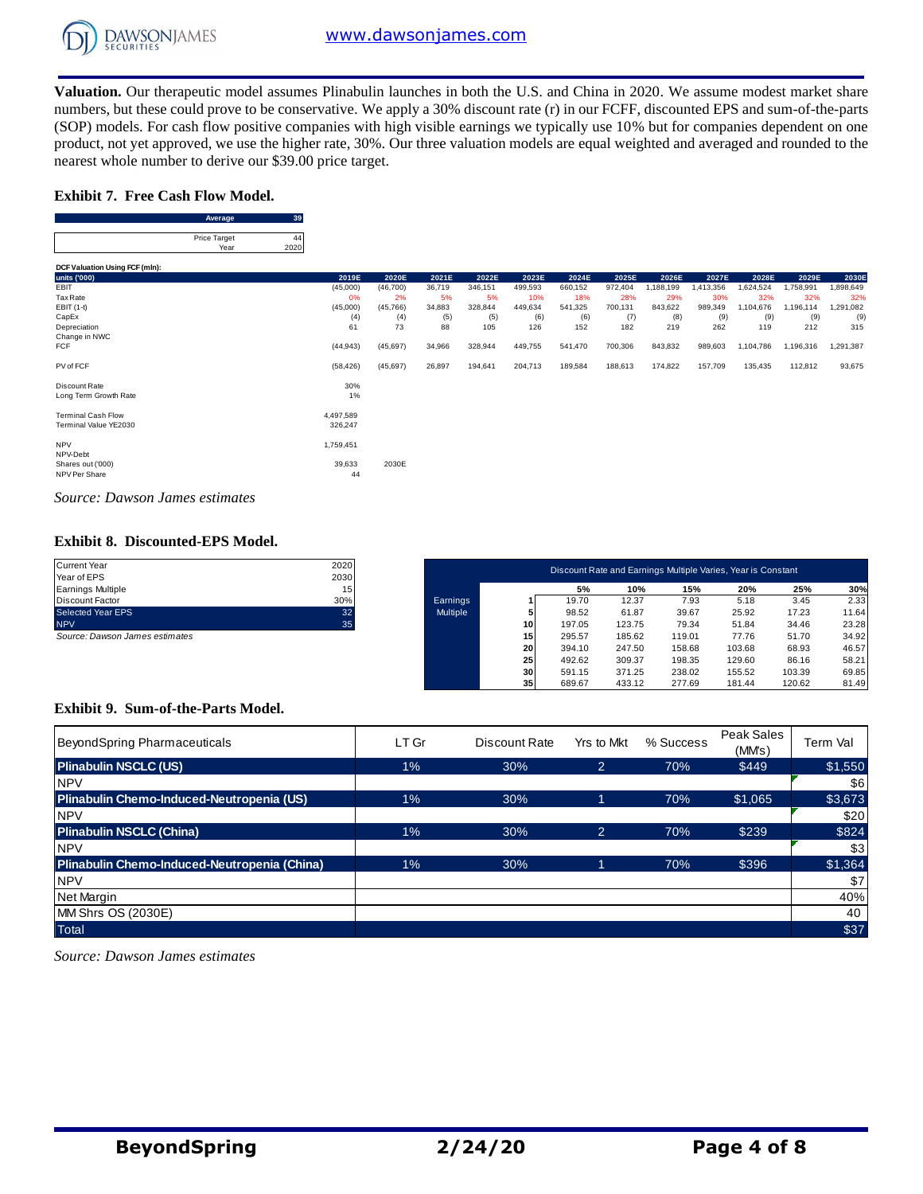**Valuation.** Our therapeutic model assumes Plinabulin launches in both the U.S. and China in 2020. We assume modest market share numbers, but these could prove to be conservative. We apply a 30% discount rate (r) in our FCFF, discounted EPS and sum-of-the-parts (SOP) models. For cash flow positive companies with high visible earnings we typically use 10% but for companies dependent on one product, not yet approved, we use the higher rate, 30%. Our three valuation models are equal weighted and averaged and rounded to the nearest whole number to derive our $39.00 price target.

### Exhibit 7. Free Cash Flow Model.

| | |
|---|---|
| Average | 39 |

| | |
|---|---|
| Price Target | 44 |
| Year | 2020 |

DCF Valuation Using FCF (mln):

| units ('000) | 2019E | 2020E | 2021E | 2022E | 2023E | 2024E | 2025E | 2026E | 2027E | 2028E | 2029E | 2030E |
|---|---|---|---|---|---|---|---|---|---|---|---|---|
| EBIT | (45,000) | (46,700) | 36,719 | 346,151 | 499,593 | 660,152 | 972,404 | 1,188,199 | 1,413,356 | 1,624,524 | 1,758,991 | 1,898,649 |
| Tax Rate | 0% | 2% | 5% | 5% | 10% | 18% | 28% | 29% | 30% | 32% | 32% | 32% |
| EBIT (1-t) | (45,000) | (45,766) | 34,883 | 328,844 | 449,634 | 541,325 | 700,131 | 843,622 | 989,349 | 1,104,676 | 1,196,114 | 1,291,082 |
| CapEx | (4) | (4) | (5) | (5) | (6) | (6) | (7) | (8) | (9) | (9) | (9) | (9) |
| Depreciation | 61 | 73 | 88 | 105 | 126 | 152 | 182 | 219 | 262 | 119 | 212 | 315 |
| Change in NWC | | | | | | | | | | | | |
| FCF | (44,943) | (45,697) | 34,966 | 328,944 | 449,755 | 541,470 | 700,306 | 843,832 | 989,603 | 1,104,786 | 1,196,316 | 1,291,387 |
| | | | | | | | | | | | | |
| PV of FCF | (58,426) | (45,697) | 26,897 | 194,641 | 204,713 | 189,584 | 188,613 | 174,822 | 157,709 | 135,435 | 112,812 | 93,675 |
| | | | | | | | | | | | | |
| Discount Rate | 30% | | | | | | | | | | | |
| Long Term Growth Rate | 1% | | | | | | | | | | | |
| | | | | | | | | | | | | |
| Terminal Cash Flow | 4,497,589 | | | | | | | | | | | |
| Terminal Value YE2030 | 326,247 | | | | | | | | | | | |
| | | | | | | | | | | | | |
| NPV | 1,759,451 | | | | | | | | | | | |
| NPV-Debt | | | | | | | | | | | | |
| Shares out ('000) | 39,633 | 2030E | | | | | | | | | | |
| NPV Per Share | 44 | | | | | | | | | | | |

*Source: Dawson James estimates*

### Exhibit 8. Discounted-EPS Model.

| | |
|---|---|
| Current Year | 2020 |
| Year of EPS | 2030 |
| Earnings Multiple | 15 |
| Discount Factor | 30% |
| Selected Year EPS | 32 |
| NPV | 35 |

*Source: Dawson James estimates*

| Discount Rate and Earnings Multiple Varies, Year is Constant | | | | | | | |
|---|---|---|---|---|---|---|---|
| | | 5% | 10% | 15% | 20% | 25% | 30% |
| Earnings Multiple | 1 | 19.70 | 12.37 | 7.93 | 5.18 | 3.45 | 2.33 |
| | 5 | 98.52 | 61.87 | 39.67 | 25.92 | 17.23 | 11.64 |
| | 10 | 197.05 | 123.75 | 79.34 | 51.84 | 34.46 | 23.28 |
| | 15 | 295.57 | 185.62 | 119.01 | 77.76 | 51.70 | 34.92 |
| | 20 | 394.10 | 247.50 | 158.68 | 103.68 | 68.93 | 46.57 |
| | 25 | 492.62 | 309.37 | 198.35 | 129.60 | 86.16 | 58.21 |
| | 30 | 591.15 | 371.25 | 238.02 | 155.52 | 103.39 | 69.85 |
| | 35 | 689.67 | 433.12 | 277.69 | 181.44 | 120.62 | 81.49 |

### Exhibit 9. Sum-of-the-Parts Model.

| BeyondSpring Pharmaceuticals | LT Gr | Discount Rate | Yrs to Mkt | % Success | Peak Sales (MM's) | Term Val |
|---|---|---|---|---|---|---|
| **Plinabulin NSCLC (US)** | 1% | 30% | 2 | 70% | $449 | $1,550 |
| NPV | | | | | | $6 |
| **Plinabulin Chemo-Induced-Neutropenia (US)** | 1% | 30% | 1 | 70% | $1,065 | $3,673 |
| NPV | | | | | | $20 |
| **Plinabulin NSCLC (China)** | 1% | 30% | 2 | 70% | $239 | $824 |
| NPV | | | | | | $3 |
| **Plinabulin Chemo-Induced-Neutropenia (China)** | 1% | 30% | 1 | 70% | $396 | $1,364 |
| NPV | | | | | | $7 |
| Net Margin | | | | | | 40% |
| MM Shrs OS (2030E) | | | | | | 40 |
| Total | | | | | | $37 |

*Source: Dawson James estimates*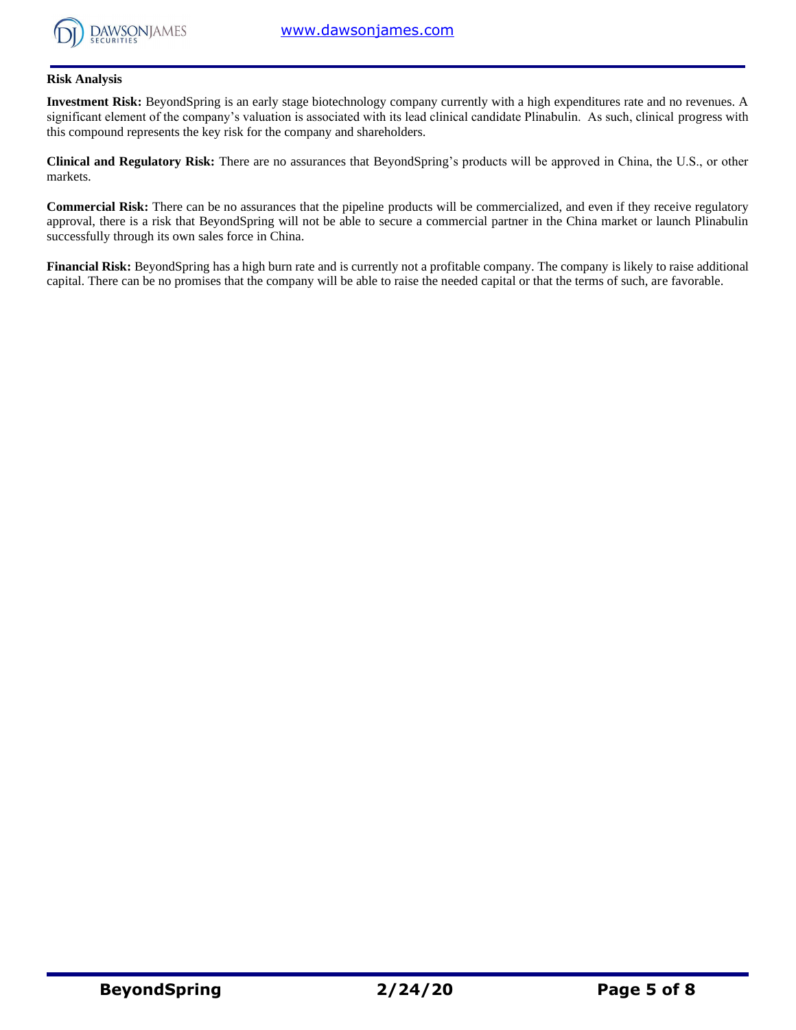## Risk Analysis

**Investment Risk:** BeyondSpring is an early stage biotechnology company currently with a high expenditures rate and no revenues. A significant element of the company's valuation is associated with its lead clinical candidate Plinabulin. As such, clinical progress with this compound represents the key risk for the company and shareholders.

**Clinical and Regulatory Risk:** There are no assurances that BeyondSpring's products will be approved in China, the U.S., or other markets.

**Commercial Risk:** There can be no assurances that the pipeline products will be commercialized, and even if they receive regulatory approval, there is a risk that BeyondSpring will not be able to secure a commercial partner in the China market or launch Plinabulin successfully through its own sales force in China.

**Financial Risk:** BeyondSpring has a high burn rate and is currently not a profitable company. The company is likely to raise additional capital. There can be no promises that the company will be able to raise the needed capital or that the terms of such, are favorable.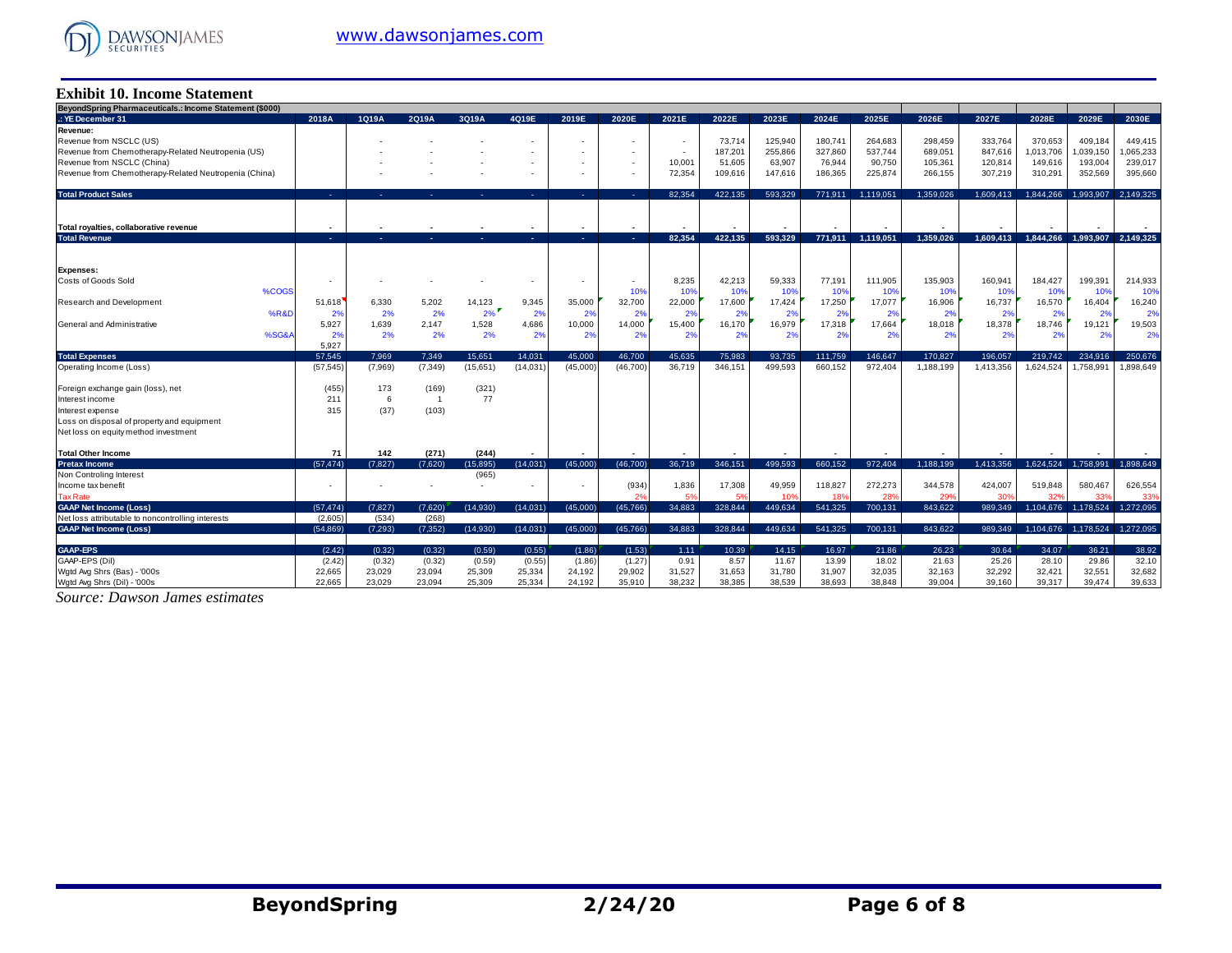## Exhibit 10. Income Statement

| BeyondSpring Pharmaceuticals.: Income Statement ($000) | | | | | | | | | | | | | | | | | | |
|---|---|---|---|---|---|---|---|---|---|---|---|---|---|---|---|---|---|---|
| .: YE December 31 | 2018A | 1Q19A | 2Q19A | 3Q19A | 4Q19E | 2019E | 2020E | 2021E | 2022E | 2023E | 2024E | 2025E | 2026E | 2027E | 2028E | 2029E | 2030E |
| **Revenue:** | | | | | | | | | | | | | | | | | |
| Revenue from NSCLC (US) | | - | - | - | - | - | - | - | 73,714 | 125,940 | 180,741 | 264,683 | 298,459 | 333,764 | 370,653 | 409,184 | 449,415 |
| Revenue from Chemotherapy-Related Neutropenia (US) | | - | - | - | - | - | - | - | 187,201 | 255,866 | 327,860 | 537,744 | 689,051 | 847,616 | 1,013,706 | 1,039,150 | 1,065,233 |
| Revenue from NSCLC (China) | | - | - | - | - | - | - | 10,001 | 51,605 | 63,907 | 76,944 | 90,750 | 105,361 | 120,814 | 149,616 | 193,004 | 239,017 |
| Revenue from Chemotherapy-Related Neutropenia (China) | | - | - | - | - | - | - | 72,354 | 109,616 | 147,616 | 186,365 | 225,874 | 266,155 | 307,219 | 310,291 | 352,569 | 395,660 |
| **Total Product Sales** | - | - | - | - | - | - | - | 82,354 | 422,135 | 593,329 | 771,911 | 1,119,051 | 1,359,026 | 1,609,413 | 1,844,266 | 1,993,907 | 2,149,325 |
| Total royalties, collaborative revenue | - | - | - | - | - | - | - | - | - | - | - | - | - | - | - | - | - |
| **Total Revenue** | - | - | - | - | - | - | - | 82,354 | 422,135 | 593,329 | 771,911 | 1,119,051 | 1,359,026 | 1,609,413 | 1,844,266 | 1,993,907 | 2,149,325 |
| **Expenses:** | | | | | | | | | | | | | | | | | |
| Costs of Goods Sold | - | - | - | - | - | - | - | 8,235 | 42,213 | 59,333 | 77,191 | 111,905 | 135,903 | 160,941 | 184,427 | 199,391 | 214,933 |
| %COGS | | | | | | | 10% | 10% | 10% | 10% | 10% | 10% | 10% | 10% | 10% | 10% | 10% |
| Research and Development | 51,618 | 6,330 | 5,202 | 14,123 | 9,345 | 35,000 | 32,700 | 22,000 | 17,600 | 17,424 | 17,250 | 17,077 | 16,906 | 16,737 | 16,570 | 16,404 | 16,240 |
| %R&D | 2% | 2% | 2% | 2% | 2% | 2% | 2% | 2% | 2% | 2% | 2% | 2% | 2% | 2% | 2% | 2% | 2% |
| General and Administrative | 5,927 | 1,639 | 2,147 | 1,528 | 4,686 | 10,000 | 14,000 | 15,400 | 16,170 | 16,979 | 17,318 | 17,664 | 18,018 | 18,378 | 18,746 | 19,121 | 19,503 |
| %SG&A | 2% | 2% | 2% | 2% | 2% | 2% | 2% | 2% | 2% | 2% | 2% | 2% | 2% | 2% | 2% | 2% | 2% |
| | 5,927 | | | | | | | | | | | | | | | | |
| **Total Expenses** | 57,545 | 7,969 | 7,349 | 15,651 | 14,031 | 45,000 | 46,700 | 45,635 | 75,983 | 93,735 | 111,759 | 146,647 | 170,827 | 196,057 | 219,742 | 234,916 | 250,676 |
| Operating Income (Loss) | (57,545) | (7,969) | (7,349) | (15,651) | (14,031) | (45,000) | (46,700) | 36,719 | 346,151 | 499,593 | 660,152 | 972,404 | 1,188,199 | 1,413,356 | 1,624,524 | 1,758,991 | 1,898,649 |
| Foreign exchange gain (loss), net | (455) | 173 | (169) | (321) | | | | | | | | | | | | | |
| Interest income | 211 | 6 | 1 | 77 | | | | | | | | | | | | | |
| Interest expense | 315 | (37) | (103) | | | | | | | | | | | | | | |
| Loss on disposal of property and equipment | | | | | | | | | | | | | | | | | |
| Net loss on equity method investment | | | | | | | | | | | | | | | | | |
| **Total Other Income** | **71** | **142** | **(271)** | **(244)** | - | - | - | - | - | - | - | - | - | - | - | - | - |
| **Pretax Income** | (57,474) | (7,827) | (7,620) | (15,895) | (14,031) | (45,000) | (46,700) | 36,719 | 346,151 | 499,593 | 660,152 | 972,404 | 1,188,199 | 1,413,356 | 1,624,524 | 1,758,991 | 1,898,649 |
| Non Controling Interest | | | | (965) | | | | | | | | | | | | | |
| Income tax benefit | - | - | - | - | - | - | (934) | 1,836 | 17,308 | 49,959 | 118,827 | 272,273 | 344,578 | 424,007 | 519,848 | 580,467 | 626,554 |
| Tax Rate | | | | | | | 2% | 5% | 5% | 10% | 18% | 28% | 29% | 30% | 32% | 33% | 33% |
| **GAAP Net Income (Loss)** | (57,474) | (7,827) | (7,620) | (14,930) | (14,031) | (45,000) | (45,766) | 34,883 | 328,844 | 449,634 | 541,325 | 700,131 | 843,622 | 989,349 | 1,104,676 | 1,178,524 | 1,272,095 |
| Net loss attributable to noncontrolling interests | (2,605) | (534) | (268) | | | | | | | | | | | | | | |
| **GAAP Net Income (Loss)** | (54,869) | (7,293) | (7,352) | (14,930) | (14,031) | (45,000) | (45,766) | 34,883 | 328,844 | 449,634 | 541,325 | 700,131 | 843,622 | 989,349 | 1,104,676 | 1,178,524 | 1,272,095 |
| **GAAP-EPS** | (2.42) | (0.32) | (0.32) | (0.59) | (0.55) | (1.86) | (1.53) | 1.11 | 10.39 | 14.15 | 16.97 | 21.86 | 26.23 | 30.64 | 34.07 | 36.21 | 38.92 |
| GAAP-EPS (Dil) | (2.42) | (0.32) | (0.32) | (0.59) | (0.55) | (1.86) | (1.27) | 0.91 | 8.57 | 11.67 | 13.99 | 18.02 | 21.63 | 25.26 | 28.10 | 29.86 | 32.10 |
| Wgtd Avg Shrs (Bas) - '000s | 22,665 | 23,029 | 23,094 | 25,309 | 25,334 | 24,192 | 29,902 | 31,527 | 31,653 | 31,780 | 31,907 | 32,035 | 32,163 | 32,292 | 32,421 | 32,551 | 32,682 |
| Wgtd Avg Shrs (Dil) - '000s | 22,665 | 23,029 | 23,094 | 25,309 | 25,334 | 24,192 | 35,910 | 38,232 | 38,385 | 38,539 | 38,693 | 38,848 | 39,004 | 39,160 | 39,317 | 39,474 | 39,633 |

*Source: Dawson James estimates*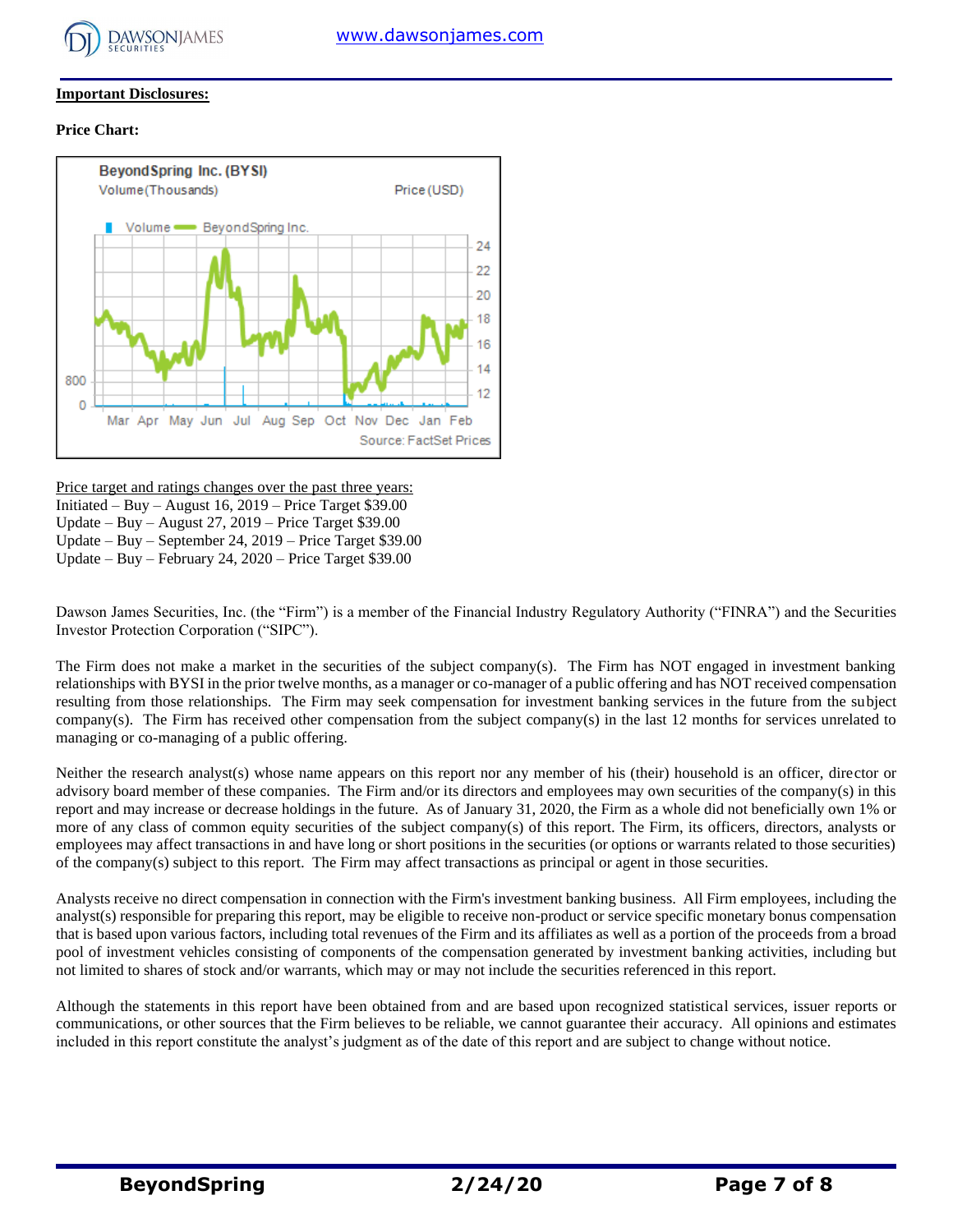**Important Disclosures:**

**Price Chart:**

Price target and ratings changes over the past three years:
Initiated – Buy – August 16, 2019 – Price Target $39.00
Update – Buy – August 27, 2019 – Price Target $39.00
Update – Buy – September 24, 2019 – Price Target $39.00
Update – Buy – February 24, 2020 – Price Target $39.00

Dawson James Securities, Inc. (the "Firm") is a member of the Financial Industry Regulatory Authority ("FINRA") and the Securities Investor Protection Corporation ("SIPC").

The Firm does not make a market in the securities of the subject company(s). The Firm has NOT engaged in investment banking relationships with BYSI in the prior twelve months, as a manager or co-manager of a public offering and has NOT received compensation resulting from those relationships. The Firm may seek compensation for investment banking services in the future from the subject company(s). The Firm has received other compensation from the subject company(s) in the last 12 months for services unrelated to managing or co-managing of a public offering.

Neither the research analyst(s) whose name appears on this report nor any member of his (their) household is an officer, director or advisory board member of these companies. The Firm and/or its directors and employees may own securities of the company(s) in this report and may increase or decrease holdings in the future. As of January 31, 2020, the Firm as a whole did not beneficially own 1% or more of any class of common equity securities of the subject company(s) of this report. The Firm, its officers, directors, analysts or employees may affect transactions in and have long or short positions in the securities (or options or warrants related to those securities) of the company(s) subject to this report. The Firm may affect transactions as principal or agent in those securities.

Analysts receive no direct compensation in connection with the Firm's investment banking business. All Firm employees, including the analyst(s) responsible for preparing this report, may be eligible to receive non-product or service specific monetary bonus compensation that is based upon various factors, including total revenues of the Firm and its affiliates as well as a portion of the proceeds from a broad pool of investment vehicles consisting of components of the compensation generated by investment banking activities, including but not limited to shares of stock and/or warrants, which may or may not include the securities referenced in this report.

Although the statements in this report have been obtained from and are based upon recognized statistical services, issuer reports or communications, or other sources that the Firm believes to be reliable, we cannot guarantee their accuracy. All opinions and estimates included in this report constitute the analyst's judgment as of the date of this report and are subject to change without notice.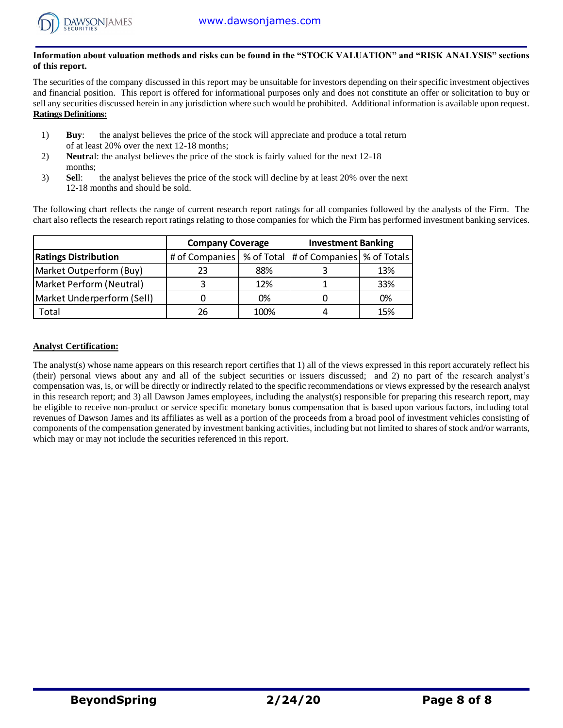**Information about valuation methods and risks can be found in the "STOCK VALUATION" and "RISK ANALYSIS" sections of this report.**

The securities of the company discussed in this report may be unsuitable for investors depending on their specific investment objectives and financial position. This report is offered for informational purposes only and does not constitute an offer or solicitation to buy or sell any securities discussed herein in any jurisdiction where such would be prohibited. Additional information is available upon request.

**Ratings Definitions:**

1) **Buy**: the analyst believes the price of the stock will appreciate and produce a total return of at least 20% over the next 12-18 months;
2) **Neutral**: the analyst believes the price of the stock is fairly valued for the next 12-18 months;
3) **Sell**: the analyst believes the price of the stock will decline by at least 20% over the next 12-18 months and should be sold.

The following chart reflects the range of current research report ratings for all companies followed by the analysts of the Firm. The chart also reflects the research report ratings relating to those companies for which the Firm has performed investment banking services.

| | Company Coverage | | Investment Banking | |
|---|---|---|---|---|
| **Ratings Distribution** | # of Companies | % of Total | # of Companies | % of Totals |
| Market Outperform (Buy) | 23 | 88% | 3 | 13% |
| Market Perform (Neutral) | 3 | 12% | 1 | 33% |
| Market Underperform (Sell) | 0 | 0% | 0 | 0% |
| Total | 26 | 100% | 4 | 15% |

**Analyst Certification:**

The analyst(s) whose name appears on this research report certifies that 1) all of the views expressed in this report accurately reflect his (their) personal views about any and all of the subject securities or issuers discussed; and 2) no part of the research analyst's compensation was, is, or will be directly or indirectly related to the specific recommendations or views expressed by the research analyst in this research report; and 3) all Dawson James employees, including the analyst(s) responsible for preparing this research report, may be eligible to receive non-product or service specific monetary bonus compensation that is based upon various factors, including total revenues of Dawson James and its affiliates as well as a portion of the proceeds from a broad pool of investment vehicles consisting of components of the compensation generated by investment banking activities, including but not limited to shares of stock and/or warrants, which may or may not include the securities referenced in this report.